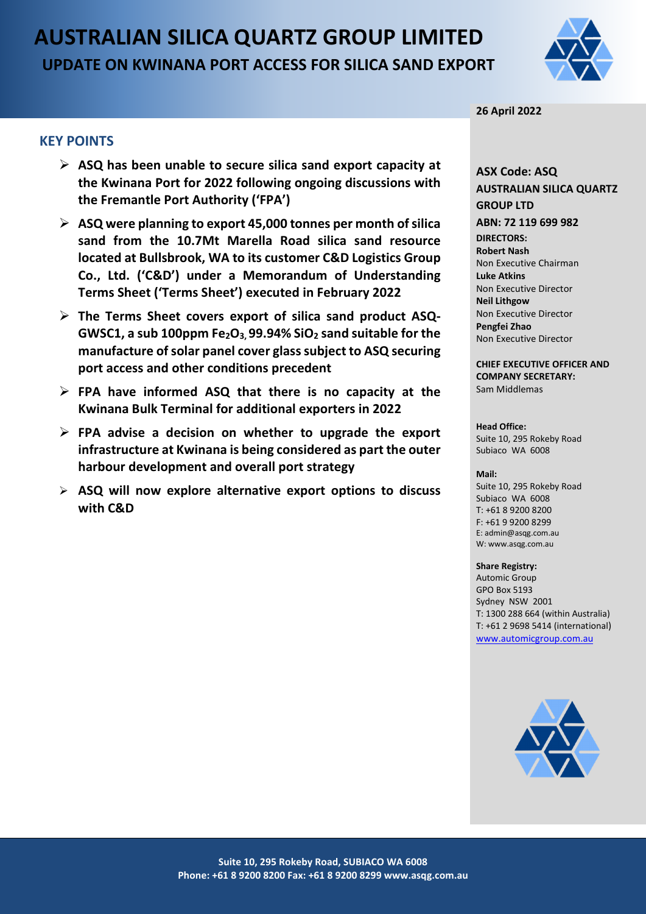# AUSTRALIAN SILICA QUARTZ GROUP LIMITED

## UPDATE ON KWINANA PORT ACCESS FOR SILICA SAND EXPORT

**26 April 2022**

### KEY POINTS

- **ASQ has been unable to secure silica sand export capacity at the Kwinana Port for 2022 following ongoing discussions with the Fremantle Port Authority ('FPA')**
- **ASQ were planning to export 45,000 tonnes per month of silica sand from the 10.7Mt Marella Road silica sand resource located at Bullsbrook, WA to its customer C&D Logistics Group Co., Ltd. ('C&D') under a Memorandum of Understanding Terms Sheet ('Terms Sheet') executed in February 2022**
- **The Terms Sheet covers export of silica sand product ASQ-GWSC1, a sub 100ppm $Fe_2O_3$, 99.94% $SiO_2$ sand suitable for the manufacture of solar panel cover glass subject to ASQ securing port access and other conditions precedent**
- **FPA have informed ASQ that there is no capacity at the Kwinana Bulk Terminal for additional exporters in 2022**
- **FPA advise a decision on whether to upgrade the export infrastructure at Kwinana is being considered as part the outer harbour development and overall port strategy**
- **ASQ will now explore alternative export options to discuss with C&D**

**ASX Code: ASQ**
**AUSTRALIAN SILICA QUARTZ GROUP LTD**
**ABN: 72 119 699 982**

**DIRECTORS:**
**Robert Nash**
Non Executive Chairman
**Luke Atkins**
Non Executive Director
**Neil Lithgow**
Non Executive Director
**Pengfei Zhao**
Non Executive Director

**CHIEF EXECUTIVE OFFICER AND COMPANY SECRETARY:**
Sam Middlemas

**Head Office:**
Suite 10, 295 Rokeby Road
Subiaco WA 6008

**Mail:**
Suite 10, 295 Rokeby Road
Subiaco WA 6008
T: +61 8 9200 8200
F: +61 9 9200 8299
E: admin@asqg.com.au
W: www.asqg.com.au

**Share Registry:**
Automic Group
GPO Box 5193
Sydney NSW 2001
T: 1300 288 664 (within Australia)
T: +61 2 9698 5414 (international)
www.automicgroup.com.au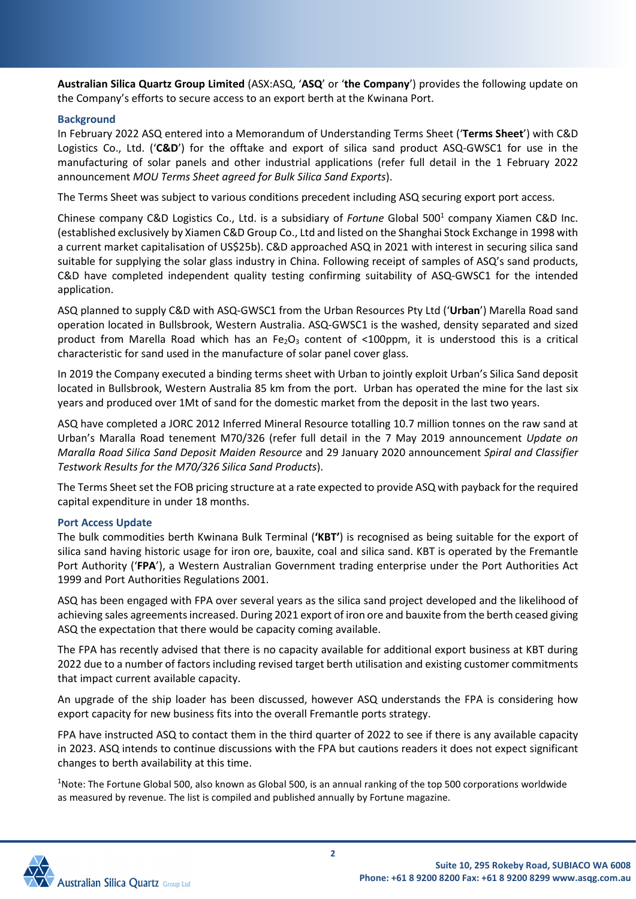**Australian Silica Quartz Group Limited** (ASX:ASQ, '**ASQ**' or '**the Company**') provides the following update on the Company's efforts to secure access to an export berth at the Kwinana Port.

## Background

In February 2022 ASQ entered into a Memorandum of Understanding Terms Sheet ('**Terms Sheet**') with C&D Logistics Co., Ltd. ('**C&D**') for the offtake and export of silica sand product ASQ-GWSC1 for use in the manufacturing of solar panels and other industrial applications (refer full detail in the 1 February 2022 announcement *MOU Terms Sheet agreed for Bulk Silica Sand Exports*).

The Terms Sheet was subject to various conditions precedent including ASQ securing export port access.

Chinese company C&D Logistics Co., Ltd. is a subsidiary of *Fortune* Global 500[1] company Xiamen C&D Inc. (established exclusively by Xiamen C&D Group Co., Ltd and listed on the Shanghai Stock Exchange in 1998 with a current market capitalisation of US$25b). C&D approached ASQ in 2021 with interest in securing silica sand suitable for supplying the solar glass industry in China. Following receipt of samples of ASQ's sand products, C&D have completed independent quality testing confirming suitability of ASQ-GWSC1 for the intended application.

ASQ planned to supply C&D with ASQ-GWSC1 from the Urban Resources Pty Ltd ('**Urban**') Marella Road sand operation located in Bullsbrook, Western Australia. ASQ-GWSC1 is the washed, density separated and sized product from Marella Road which has an $Fe_2O_3$ content of <100ppm, it is understood this is a critical characteristic for sand used in the manufacture of solar panel cover glass.

In 2019 the Company executed a binding terms sheet with Urban to jointly exploit Urban's Silica Sand deposit located in Bullsbrook, Western Australia 85 km from the port. Urban has operated the mine for the last six years and produced over 1Mt of sand for the domestic market from the deposit in the last two years.

ASQ have completed a JORC 2012 Inferred Mineral Resource totalling 10.7 million tonnes on the raw sand at Urban's Maralla Road tenement M70/326 (refer full detail in the 7 May 2019 announcement *Update on Maralla Road Silica Sand Deposit Maiden Resource* and 29 January 2020 announcement *Spiral and Classifier Testwork Results for the M70/326 Silica Sand Products*).

The Terms Sheet set the FOB pricing structure at a rate expected to provide ASQ with payback for the required capital expenditure in under 18 months.

## Port Access Update

The bulk commodities berth Kwinana Bulk Terminal (**'KBT'**) is recognised as being suitable for the export of silica sand having historic usage for iron ore, bauxite, coal and silica sand. KBT is operated by the Fremantle Port Authority ('**FPA**'), a Western Australian Government trading enterprise under the Port Authorities Act 1999 and Port Authorities Regulations 2001.

ASQ has been engaged with FPA over several years as the silica sand project developed and the likelihood of achieving sales agreements increased. During 2021 export of iron ore and bauxite from the berth ceased giving ASQ the expectation that there would be capacity coming available.

The FPA has recently advised that there is no capacity available for additional export business at KBT during 2022 due to a number of factors including revised target berth utilisation and existing customer commitments that impact current available capacity.

An upgrade of the ship loader has been discussed, however ASQ understands the FPA is considering how export capacity for new business fits into the overall Fremantle ports strategy.

FPA have instructed ASQ to contact them in the third quarter of 2022 to see if there is any available capacity in 2023. ASQ intends to continue discussions with the FPA but cautions readers it does not expect significant changes to berth availability at this time.

[1]Note: The Fortune Global 500, also known as Global 500, is an annual ranking of the top 500 corporations worldwide as measured by revenue. The list is compiled and published annually by Fortune magazine.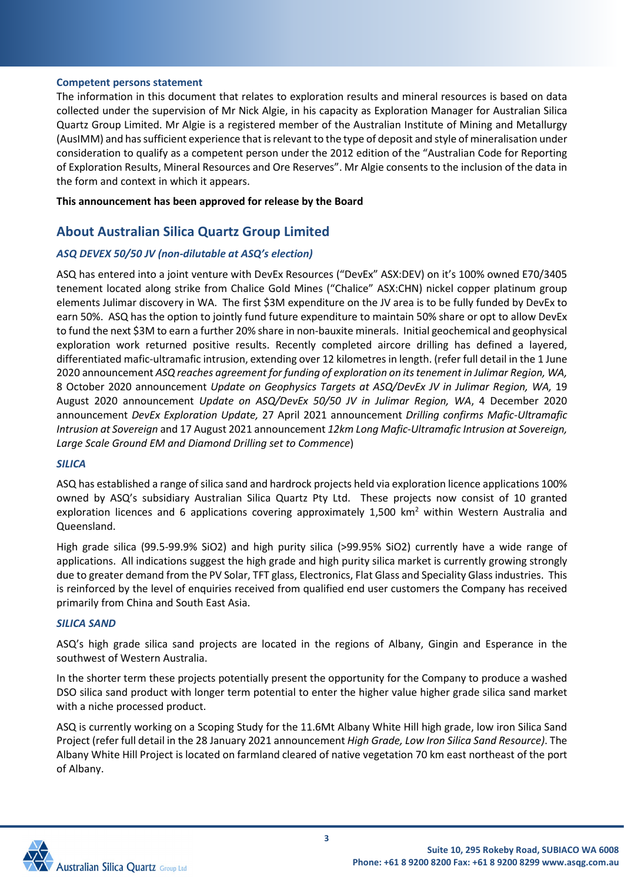**Competent persons statement**

The information in this document that relates to exploration results and mineral resources is based on data collected under the supervision of Mr Nick Algie, in his capacity as Exploration Manager for Australian Silica Quartz Group Limited. Mr Algie is a registered member of the Australian Institute of Mining and Metallurgy (AusIMM) and has sufficient experience that is relevant to the type of deposit and style of mineralisation under consideration to qualify as a competent person under the 2012 edition of the "Australian Code for Reporting of Exploration Results, Mineral Resources and Ore Reserves". Mr Algie consents to the inclusion of the data in the form and context in which it appears.

**This announcement has been approved for release by the Board**

## About Australian Silica Quartz Group Limited

### *ASQ DEVEX 50/50 JV (non-dilutable at ASQ's election)*

ASQ has entered into a joint venture with DevEx Resources ("DevEx" ASX:DEV) on it's 100% owned E70/3405 tenement located along strike from Chalice Gold Mines ("Chalice" ASX:CHN) nickel copper platinum group elements Julimar discovery in WA. The first $3M expenditure on the JV area is to be fully funded by DevEx to earn 50%. ASQ has the option to jointly fund future expenditure to maintain 50% share or opt to allow DevEx to fund the next $3M to earn a further 20% share in non-bauxite minerals. Initial geochemical and geophysical exploration work returned positive results. Recently completed aircore drilling has defined a layered, differentiated mafic-ultramafic intrusion, extending over 12 kilometres in length. (refer full detail in the 1 June 2020 announcement *ASQ reaches agreement for funding of exploration on its tenement in Julimar Region, WA,* 8 October 2020 announcement *Update on Geophysics Targets at ASQ/DevEx JV in Julimar Region, WA,* 19 August 2020 announcement *Update on ASQ/DevEx 50/50 JV in Julimar Region, WA*, 4 December 2020 announcement *DevEx Exploration Update,* 27 April 2021 announcement *Drilling confirms Mafic-Ultramafic Intrusion at Sovereign* and 17 August 2021 announcement *12km Long Mafic-Ultramafic Intrusion at Sovereign, Large Scale Ground EM and Diamond Drilling set to Commence*)

### *SILICA*

ASQ has established a range of silica sand and hardrock projects held via exploration licence applications 100% owned by ASQ's subsidiary Australian Silica Quartz Pty Ltd. These projects now consist of 10 granted exploration licences and 6 applications covering approximately 1,500 km$^2$ within Western Australia and Queensland.

High grade silica (99.5-99.9% $SiO_2$) and high purity silica (>99.95% $SiO_2$) currently have a wide range of applications. All indications suggest the high grade and high purity silica market is currently growing strongly due to greater demand from the PV Solar, TFT glass, Electronics, Flat Glass and Speciality Glass industries. This is reinforced by the level of enquiries received from qualified end user customers the Company has received primarily from China and South East Asia.

### *SILICA SAND*

ASQ's high grade silica sand projects are located in the regions of Albany, Gingin and Esperance in the southwest of Western Australia.

In the shorter term these projects potentially present the opportunity for the Company to produce a washed DSO silica sand product with longer term potential to enter the higher value higher grade silica sand market with a niche processed product.

ASQ is currently working on a Scoping Study for the 11.6Mt Albany White Hill high grade, low iron Silica Sand Project (refer full detail in the 28 January 2021 announcement *High Grade, Low Iron Silica Sand Resource)*. The Albany White Hill Project is located on farmland cleared of native vegetation 70 km east northeast of the port of Albany.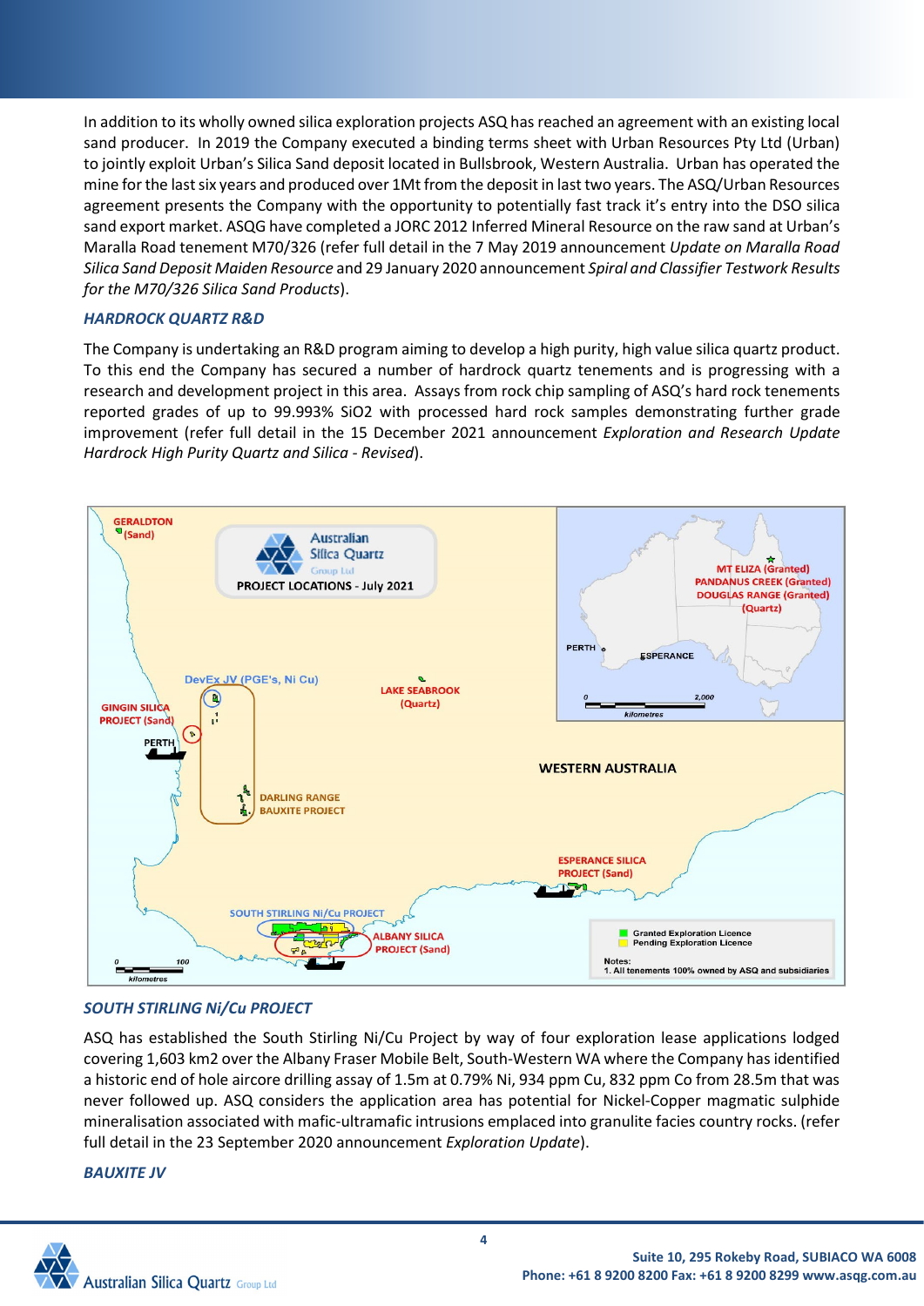In addition to its wholly owned silica exploration projects ASQ has reached an agreement with an existing local sand producer. In 2019 the Company executed a binding terms sheet with Urban Resources Pty Ltd (Urban) to jointly exploit Urban's Silica Sand deposit located in Bullsbrook, Western Australia. Urban has operated the mine for the last six years and produced over 1Mt from the deposit in last two years. The ASQ/Urban Resources agreement presents the Company with the opportunity to potentially fast track it's entry into the DSO silica sand export market. ASQG have completed a JORC 2012 Inferred Mineral Resource on the raw sand at Urban's Maralla Road tenement M70/326 (refer full detail in the 7 May 2019 announcement *Update on Maralla Road Silica Sand Deposit Maiden Resource* and 29 January 2020 announcement *Spiral and Classifier Testwork Results for the M70/326 Silica Sand Products*).

### *HARDROCK QUARTZ R&D*

The Company is undertaking an R&D program aiming to develop a high purity, high value silica quartz product. To this end the Company has secured a number of hardrock quartz tenements and is progressing with a research and development project in this area. Assays from rock chip sampling of ASQ's hard rock tenements reported grades of up to 99.993% $SiO_2$ with processed hard rock samples demonstrating further grade improvement (refer full detail in the 15 December 2021 announcement *Exploration and Research Update Hardrock High Purity Quartz and Silica - Revised*).

### *SOUTH STIRLING Ni/Cu PROJECT*

ASQ has established the South Stirling Ni/Cu Project by way of four exploration lease applications lodged covering 1,603 km2 over the Albany Fraser Mobile Belt, South-Western WA where the Company has identified a historic end of hole aircore drilling assay of 1.5m at 0.79% Ni, 934 ppm Cu, 832 ppm Co from 28.5m that was never followed up. ASQ considers the application area has potential for Nickel-Copper magmatic sulphide mineralisation associated with mafic-ultramafic intrusions emplaced into granulite facies country rocks. (refer full detail in the 23 September 2020 announcement *Exploration Update*).

### *BAUXITE JV*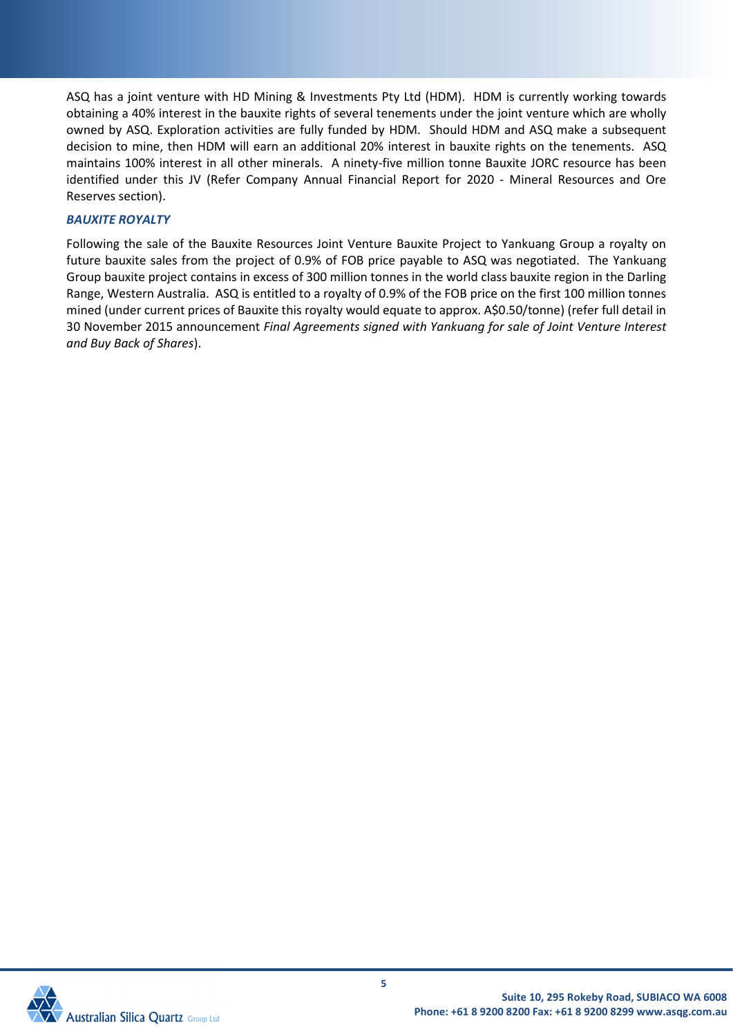ASQ has a joint venture with HD Mining & Investments Pty Ltd (HDM). HDM is currently working towards obtaining a 40% interest in the bauxite rights of several tenements under the joint venture which are wholly owned by ASQ. Exploration activities are fully funded by HDM. Should HDM and ASQ make a subsequent decision to mine, then HDM will earn an additional 20% interest in bauxite rights on the tenements. ASQ maintains 100% interest in all other minerals. A ninety-five million tonne Bauxite JORC resource has been identified under this JV (Refer Company Annual Financial Report for 2020 - Mineral Resources and Ore Reserves section).

### *BAUXITE ROYALTY*

Following the sale of the Bauxite Resources Joint Venture Bauxite Project to Yankuang Group a royalty on future bauxite sales from the project of 0.9% of FOB price payable to ASQ was negotiated. The Yankuang Group bauxite project contains in excess of 300 million tonnes in the world class bauxite region in the Darling Range, Western Australia. ASQ is entitled to a royalty of 0.9% of the FOB price on the first 100 million tonnes mined (under current prices of Bauxite this royalty would equate to approx. A$0.50/tonne) (refer full detail in 30 November 2015 announcement *Final Agreements signed with Yankuang for sale of Joint Venture Interest and Buy Back of Shares*).